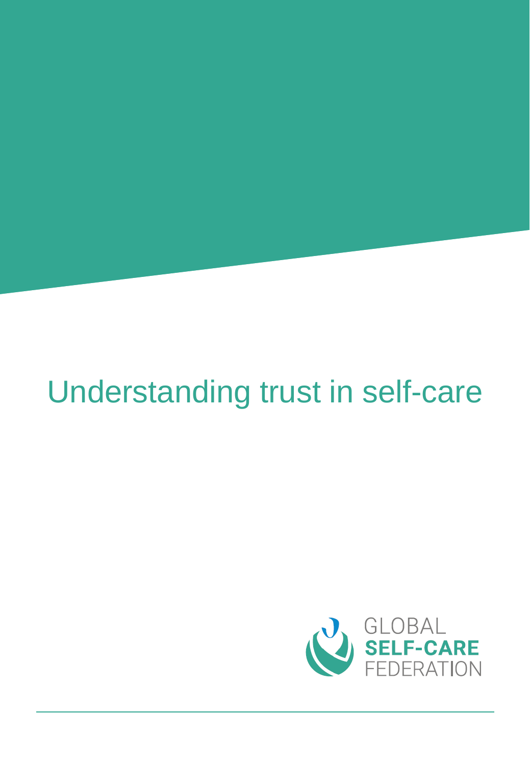# Understanding trust in self-care

GLOBAL
**SELF-CARE**
FEDERATION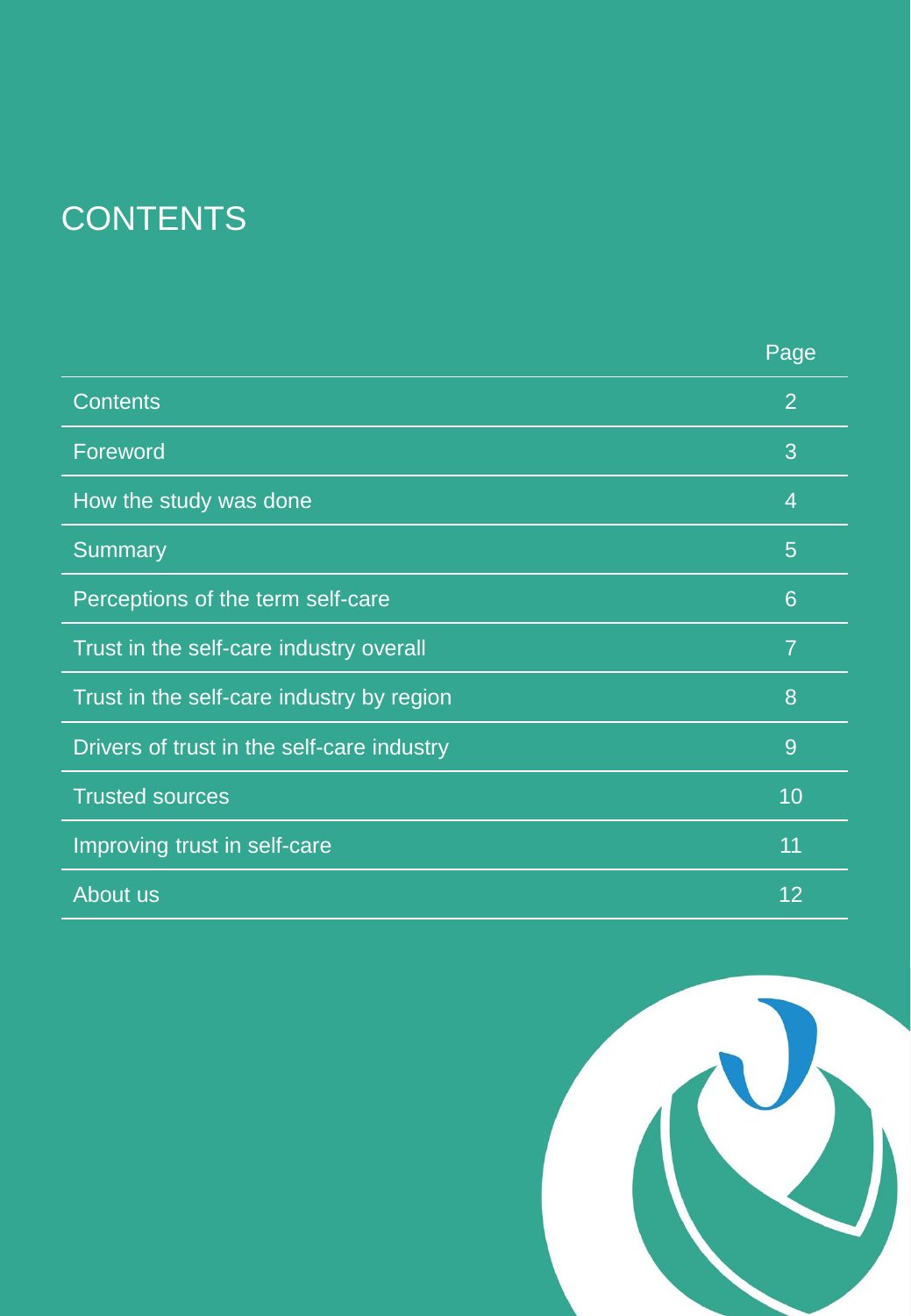# CONTENTS

| | Page |
|---|---|
| Contents | 2 |
| Foreword | 3 |
| How the study was done | 4 |
| Summary | 5 |
| Perceptions of the term self-care | 6 |
| Trust in the self-care industry overall | 7 |
| Trust in the self-care industry by region | 8 |
| Drivers of trust in the self-care industry | 9 |
| Trusted sources | 10 |
| Improving trust in self-care | 11 |
| About us | 12 |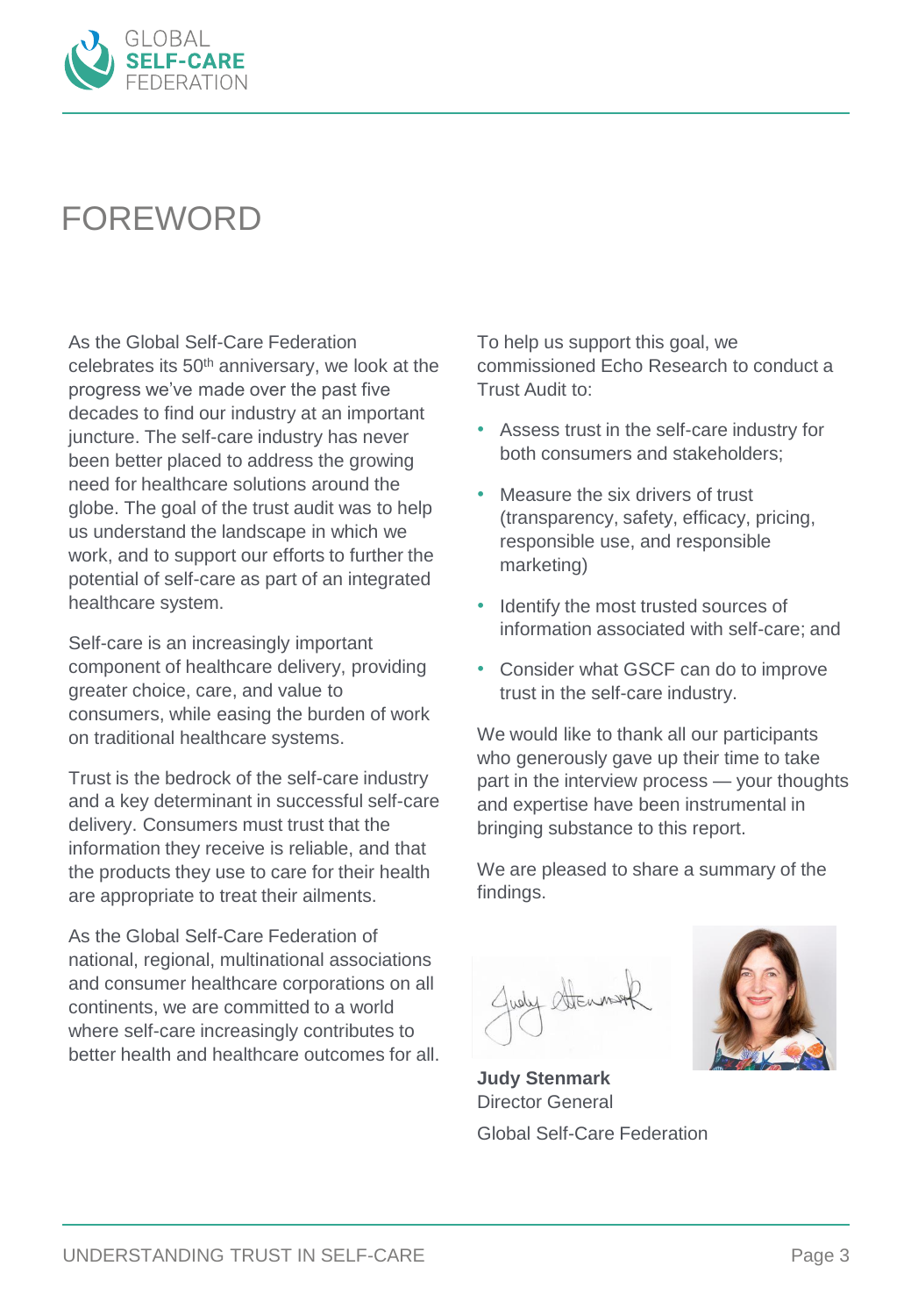# FOREWORD

As the Global Self-Care Federation celebrates its 50th anniversary, we look at the progress we've made over the past five decades to find our industry at an important juncture. The self-care industry has never been better placed to address the growing need for healthcare solutions around the globe. The goal of the trust audit was to help us understand the landscape in which we work, and to support our efforts to further the potential of self-care as part of an integrated healthcare system.

Self-care is an increasingly important component of healthcare delivery, providing greater choice, care, and value to consumers, while easing the burden of work on traditional healthcare systems.

Trust is the bedrock of the self-care industry and a key determinant in successful self-care delivery. Consumers must trust that the information they receive is reliable, and that the products they use to care for their health are appropriate to treat their ailments.

As the Global Self-Care Federation of national, regional, multinational associations and consumer healthcare corporations on all continents, we are committed to a world where self-care increasingly contributes to better health and healthcare outcomes for all.

To help us support this goal, we commissioned Echo Research to conduct a Trust Audit to:

- Assess trust in the self-care industry for both consumers and stakeholders;
- Measure the six drivers of trust (transparency, safety, efficacy, pricing, responsible use, and responsible marketing)
- Identify the most trusted sources of information associated with self-care; and
- Consider what GSCF can do to improve trust in the self-care industry.

We would like to thank all our participants who generously gave up their time to take part in the interview process — your thoughts and expertise have been instrumental in bringing substance to this report.

We are pleased to share a summary of the findings.

**Judy Stenmark**
Director General

Global Self-Care Federation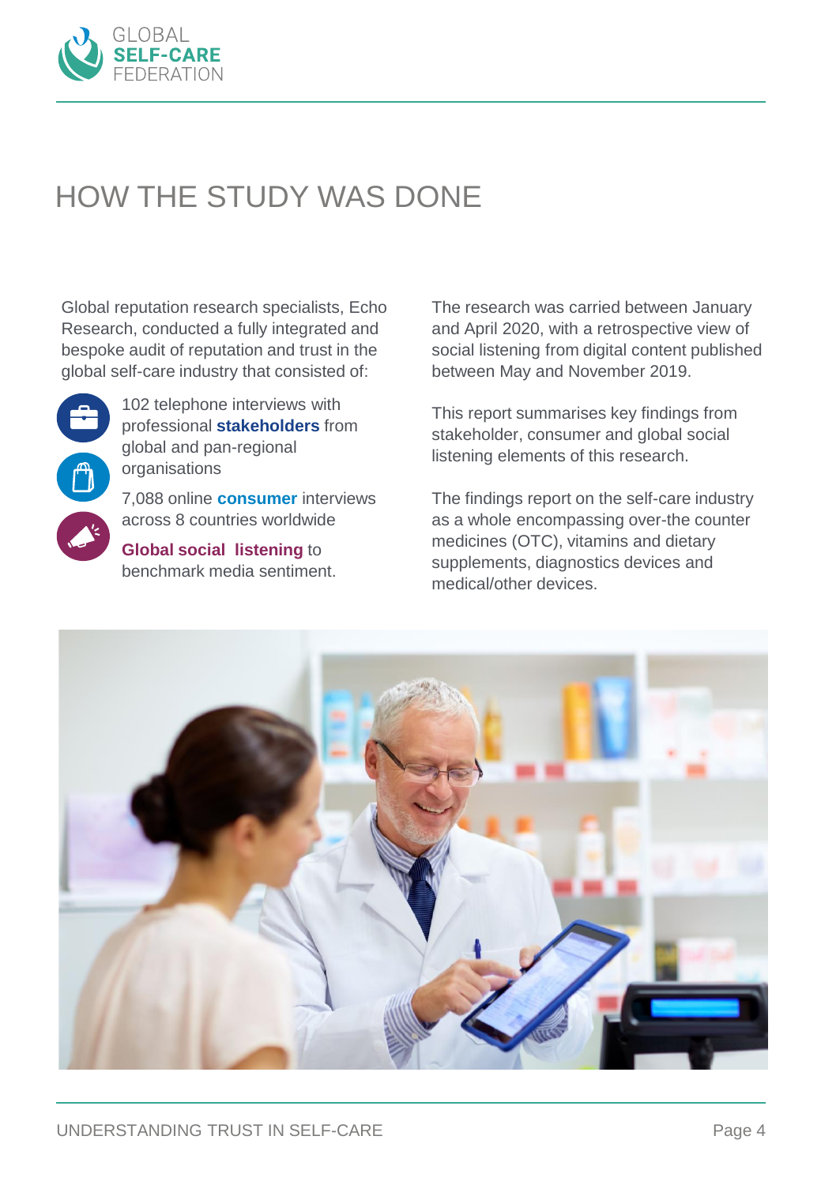# HOW THE STUDY WAS DONE

Global reputation research specialists, Echo Research, conducted a fully integrated and bespoke audit of reputation and trust in the global self-care industry that consisted of:

- 102 telephone interviews with professional **stakeholders** from global and pan-regional organisations
- 7,088 online **consumer** interviews across 8 countries worldwide
- **Global social listening** to benchmark media sentiment.

The research was carried between January and April 2020, with a retrospective view of social listening from digital content published between May and November 2019.

This report summarises key findings from stakeholder, consumer and global social listening elements of this research.

The findings report on the self-care industry as a whole encompassing over-the counter medicines (OTC), vitamins and dietary supplements, diagnostics devices and medical/other devices.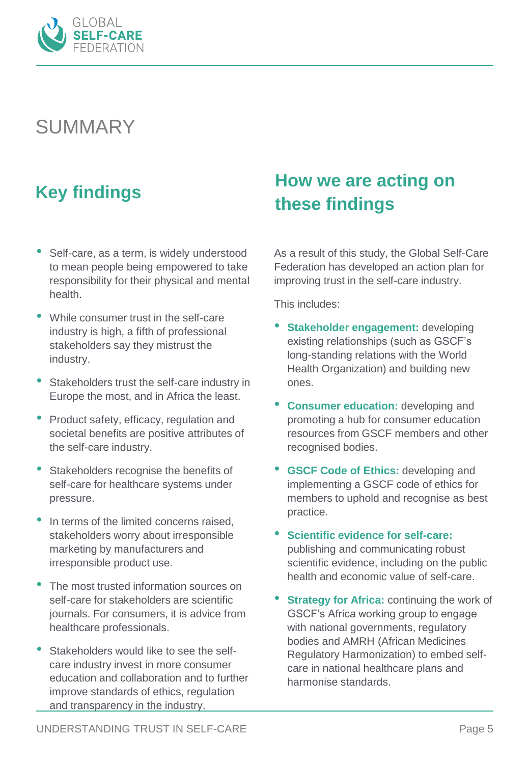# SUMMARY

## Key findings

- Self-care, as a term, is widely understood to mean people being empowered to take responsibility for their physical and mental health.
- While consumer trust in the self-care industry is high, a fifth of professional stakeholders say they mistrust the industry.
- Stakeholders trust the self-care industry in Europe the most, and in Africa the least.
- Product safety, efficacy, regulation and societal benefits are positive attributes of the self-care industry.
- Stakeholders recognise the benefits of self-care for healthcare systems under pressure.
- In terms of the limited concerns raised, stakeholders worry about irresponsible marketing by manufacturers and irresponsible product use.
- The most trusted information sources on self-care for stakeholders are scientific journals. For consumers, it is advice from healthcare professionals.
- Stakeholders would like to see the self-care industry invest in more consumer education and collaboration and to further improve standards of ethics, regulation and transparency in the industry.

## How we are acting on these findings

As a result of this study, the Global Self-Care Federation has developed an action plan for improving trust in the self-care industry.

This includes:

- **Stakeholder engagement:** developing existing relationships (such as GSCF's long-standing relations with the World Health Organization) and building new ones.
- **Consumer education:** developing and promoting a hub for consumer education resources from GSCF members and other recognised bodies.
- **GSCF Code of Ethics:** developing and implementing a GSCF code of ethics for members to uphold and recognise as best practice.
- **Scientific evidence for self-care:** publishing and communicating robust scientific evidence, including on the public health and economic value of self-care.
- **Strategy for Africa:** continuing the work of GSCF's Africa working group to engage with national governments, regulatory bodies and AMRH (African Medicines Regulatory Harmonization) to embed self-care in national healthcare plans and harmonise standards.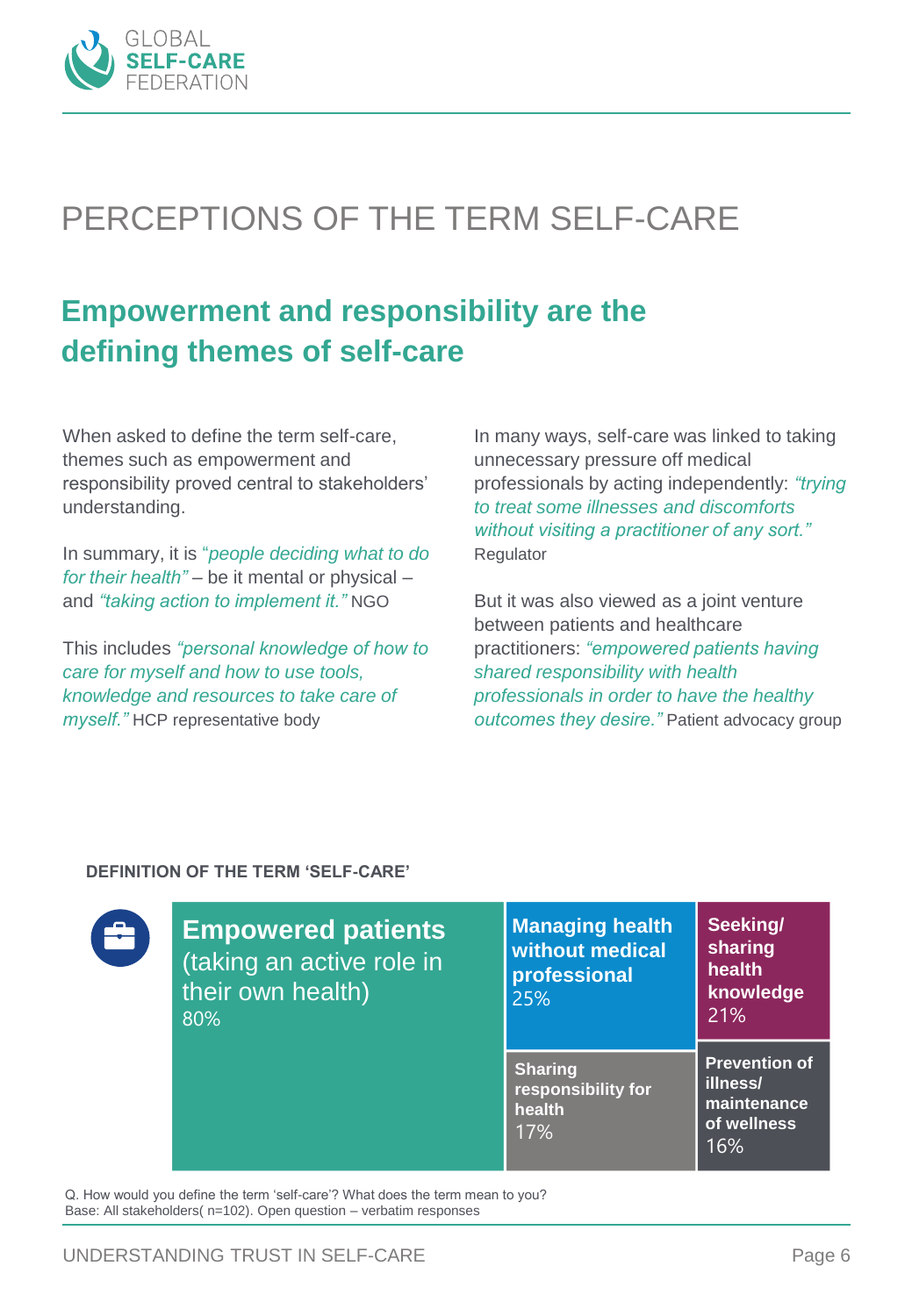# PERCEPTIONS OF THE TERM SELF-CARE

## Empowerment and responsibility are the defining themes of self-care

When asked to define the term self-care, themes such as empowerment and responsibility proved central to stakeholders' understanding.

In summary, it is *"people deciding what to do for their health"* – be it mental or physical – and *"taking action to implement it."* NGO

This includes *"personal knowledge of how to care for myself and how to use tools, knowledge and resources to take care of myself."* HCP representative body

In many ways, self-care was linked to taking unnecessary pressure off medical professionals by acting independently: *"trying to treat some illnesses and discomforts without visiting a practitioner of any sort."* Regulator

But it was also viewed as a joint venture between patients and healthcare practitioners: *"empowered patients having shared responsibility with health professionals in order to have the healthy outcomes they desire."* Patient advocacy group

**DEFINITION OF THE TERM 'SELF-CARE'**

| Definition | % |
|---|---|
| **Empowered patients** (taking an active role in their own health) | 80% |
| **Managing health without medical professional** | 25% |
| **Seeking/sharing health knowledge** | 21% |
| **Sharing responsibility for health** | 17% |
| **Prevention of illness/maintenance of wellness** | 16% |

Q. How would you define the term 'self-care'? What does the term mean to you?
Base: All stakeholders( n=102). Open question – verbatim responses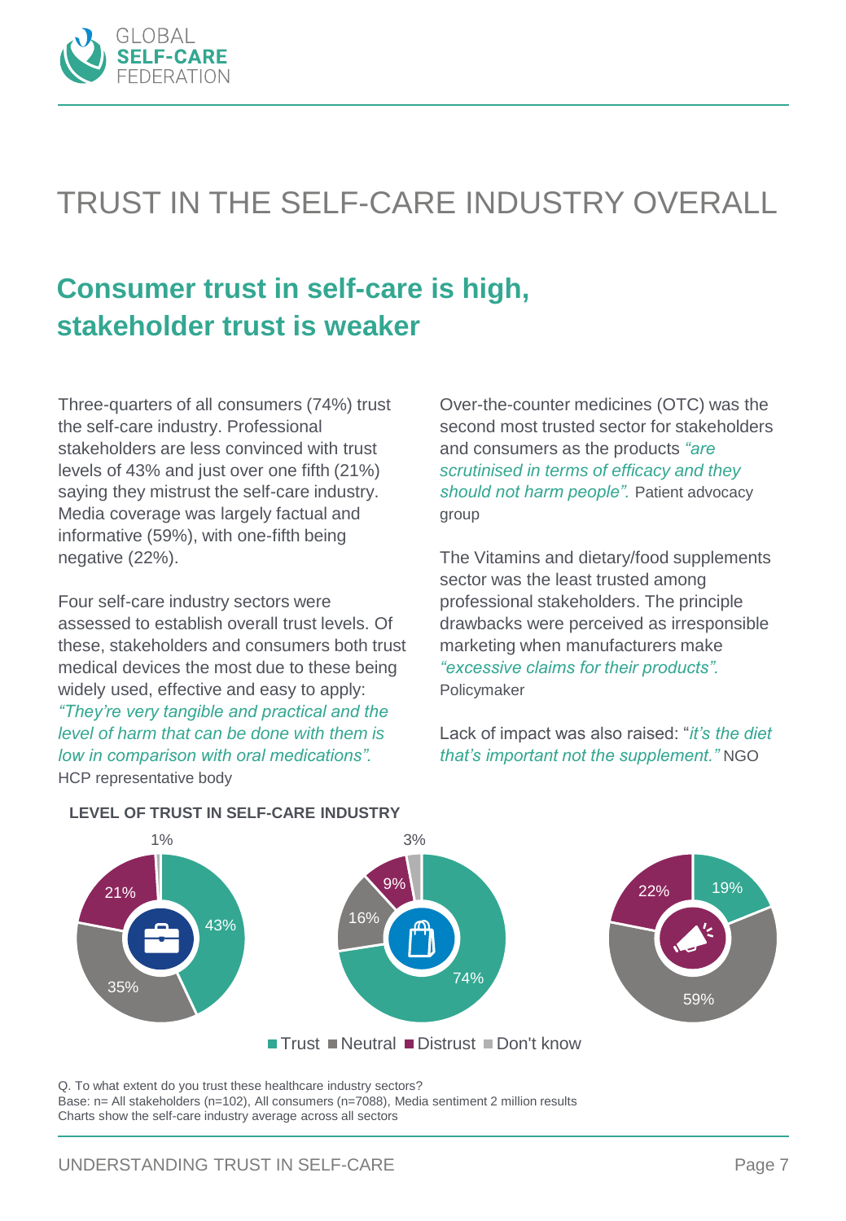# TRUST IN THE SELF-CARE INDUSTRY OVERALL

## Consumer trust in self-care is high, stakeholder trust is weaker

Three-quarters of all consumers (74%) trust the self-care industry. Professional stakeholders are less convinced with trust levels of 43% and just over one fifth (21%) saying they mistrust the self-care industry. Media coverage was largely factual and informative (59%), with one-fifth being negative (22%).

Four self-care industry sectors were assessed to establish overall trust levels. Of these, stakeholders and consumers both trust medical devices the most due to these being widely used, effective and easy to apply: *"They're very tangible and practical and the level of harm that can be done with them is low in comparison with oral medications".* HCP representative body

Over-the-counter medicines (OTC) was the second most trusted sector for stakeholders and consumers as the products *"are scrutinised in terms of efficacy and they should not harm people".* Patient advocacy group

The Vitamins and dietary/food supplements sector was the least trusted among professional stakeholders. The principle drawbacks were perceived as irresponsible marketing when manufacturers make *"excessive claims for their products".* Policymaker

Lack of impact was also raised: "*it's the diet that's important not the supplement.*" NGO

**LEVEL OF TRUST IN SELF-CARE INDUSTRY**

| | Trust | Neutral | Distrust | Don't know |
|---|---|---|---|---|
| Stakeholders | 43% | 35% | 21% | 1% |
| Consumers | 74% | 16% | 9% | 3% |
| Media | 19% | 59% | 22% | |

Q. To what extent do you trust these healthcare industry sectors?
Base: n= All stakeholders (n=102), All consumers (n=7088), Media sentiment 2 million results
Charts show the self-care industry average across all sectors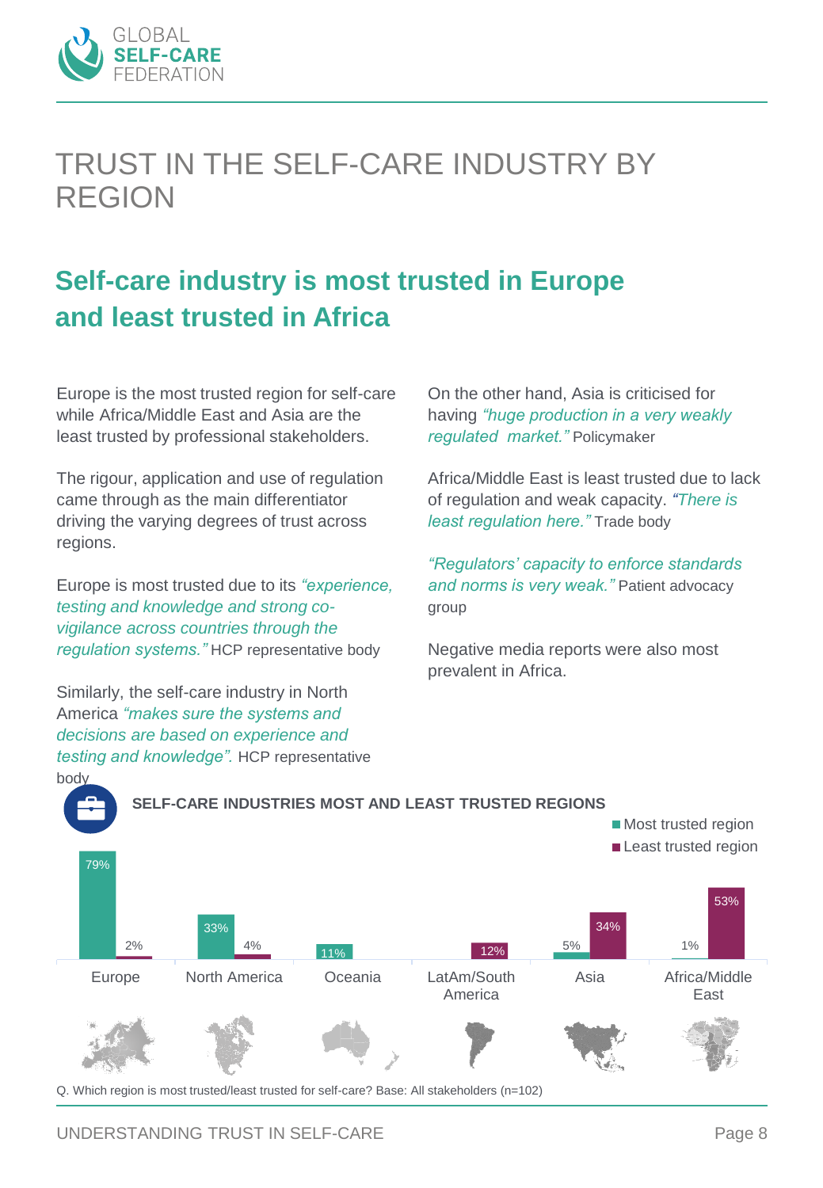# TRUST IN THE SELF-CARE INDUSTRY BY REGION

## Self-care industry is most trusted in Europe and least trusted in Africa

Europe is the most trusted region for self-care while Africa/Middle East and Asia are the least trusted by professional stakeholders.

The rigour, application and use of regulation came through as the main differentiator driving the varying degrees of trust across regions.

Europe is most trusted due to its *"experience, testing and knowledge and strong co-vigilance across countries through the regulation systems."* HCP representative body

Similarly, the self-care industry in North America *"makes sure the systems and decisions are based on experience and testing and knowledge".* HCP representative body

On the other hand, Asia is criticised for having *"huge production in a very weakly regulated market."* Policymaker

Africa/Middle East is least trusted due to lack of regulation and weak capacity. *"There is least regulation here."* Trade body

*"Regulators' capacity to enforce standards and norms is very weak."* Patient advocacy group

Negative media reports were also most prevalent in Africa.

**SELF-CARE INDUSTRIES MOST AND LEAST TRUSTED REGIONS**

| Region | Most trusted region | Least trusted region |
|---|---|---|
| Europe | 79% | 2% |
| North America | 33% | 4% |
| Oceania | 11% | |
| LatAm/South America | | 12% |
| Asia | 5% | 34% |
| Africa/Middle East | 1% | 53% |

Q. Which region is most trusted/least trusted for self-care? Base: All stakeholders (n=102)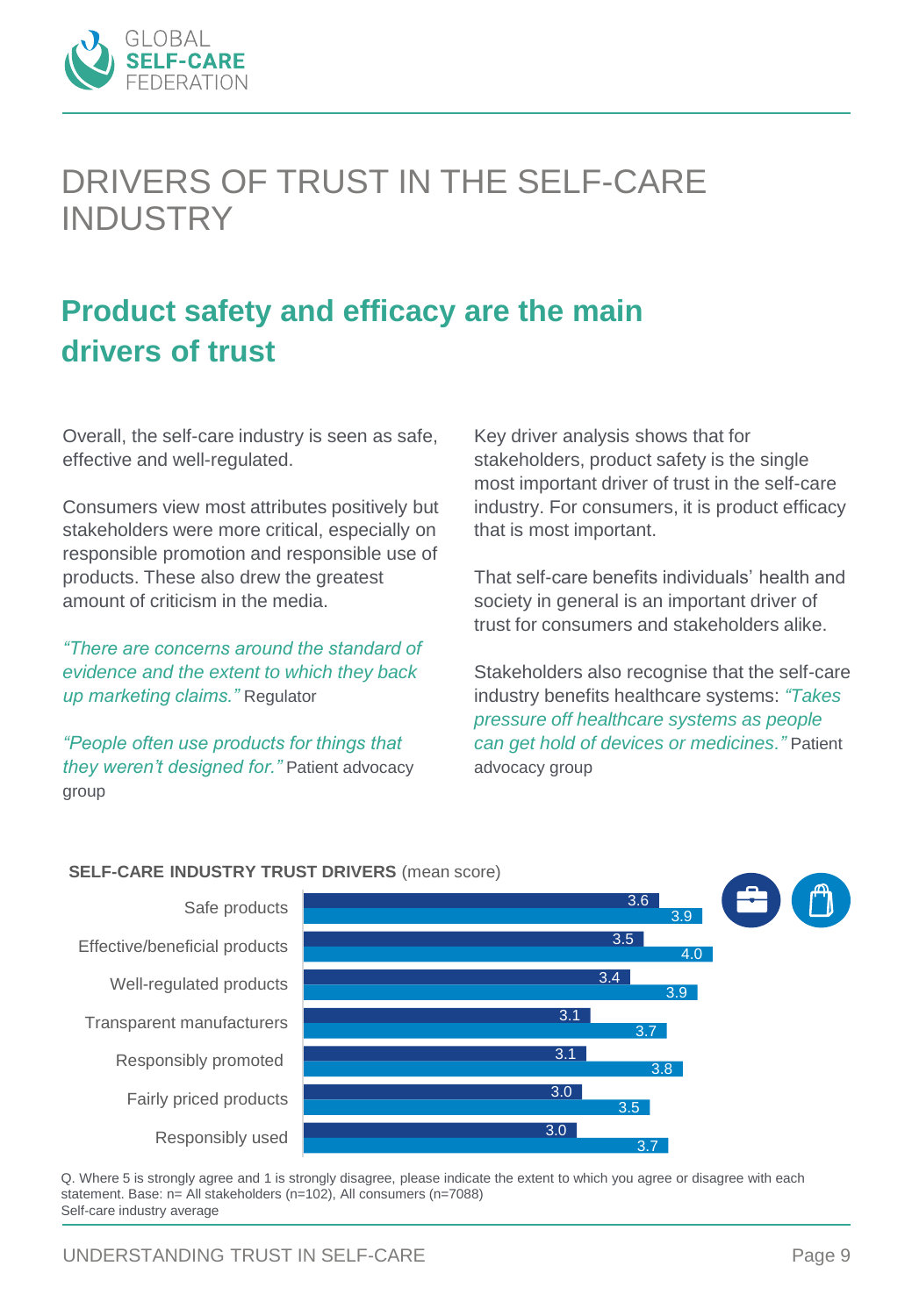# DRIVERS OF TRUST IN THE SELF-CARE INDUSTRY

## Product safety and efficacy are the main drivers of trust

Overall, the self-care industry is seen as safe, effective and well-regulated.

Consumers view most attributes positively but stakeholders were more critical, especially on responsible promotion and responsible use of products. These also drew the greatest amount of criticism in the media.

*"There are concerns around the standard of evidence and the extent to which they back up marketing claims."* Regulator

*"People often use products for things that they weren't designed for."* Patient advocacy group

Key driver analysis shows that for stakeholders, product safety is the single most important driver of trust in the self-care industry. For consumers, it is product efficacy that is most important.

That self-care benefits individuals' health and society in general is an important driver of trust for consumers and stakeholders alike.

Stakeholders also recognise that the self-care industry benefits healthcare systems: *"Takes pressure off healthcare systems as people can get hold of devices or medicines."* Patient advocacy group

**SELF-CARE INDUSTRY TRUST DRIVERS** (mean score)

| Driver | Stakeholders | Consumers |
|---|---|---|
| Safe products | 3.6 | 3.9 |
| Effective/beneficial products | 3.5 | 4.0 |
| Well-regulated products | 3.4 | 3.9 |
| Transparent manufacturers | 3.1 | 3.7 |
| Responsibly promoted | 3.1 | 3.8 |
| Fairly priced products | 3.0 | 3.5 |
| Responsibly used | 3.0 | 3.7 |

Q. Where 5 is strongly agree and 1 is strongly disagree, please indicate the extent to which you agree or disagree with each statement. Base: n= All stakeholders (n=102), All consumers (n=7088)
Self-care industry average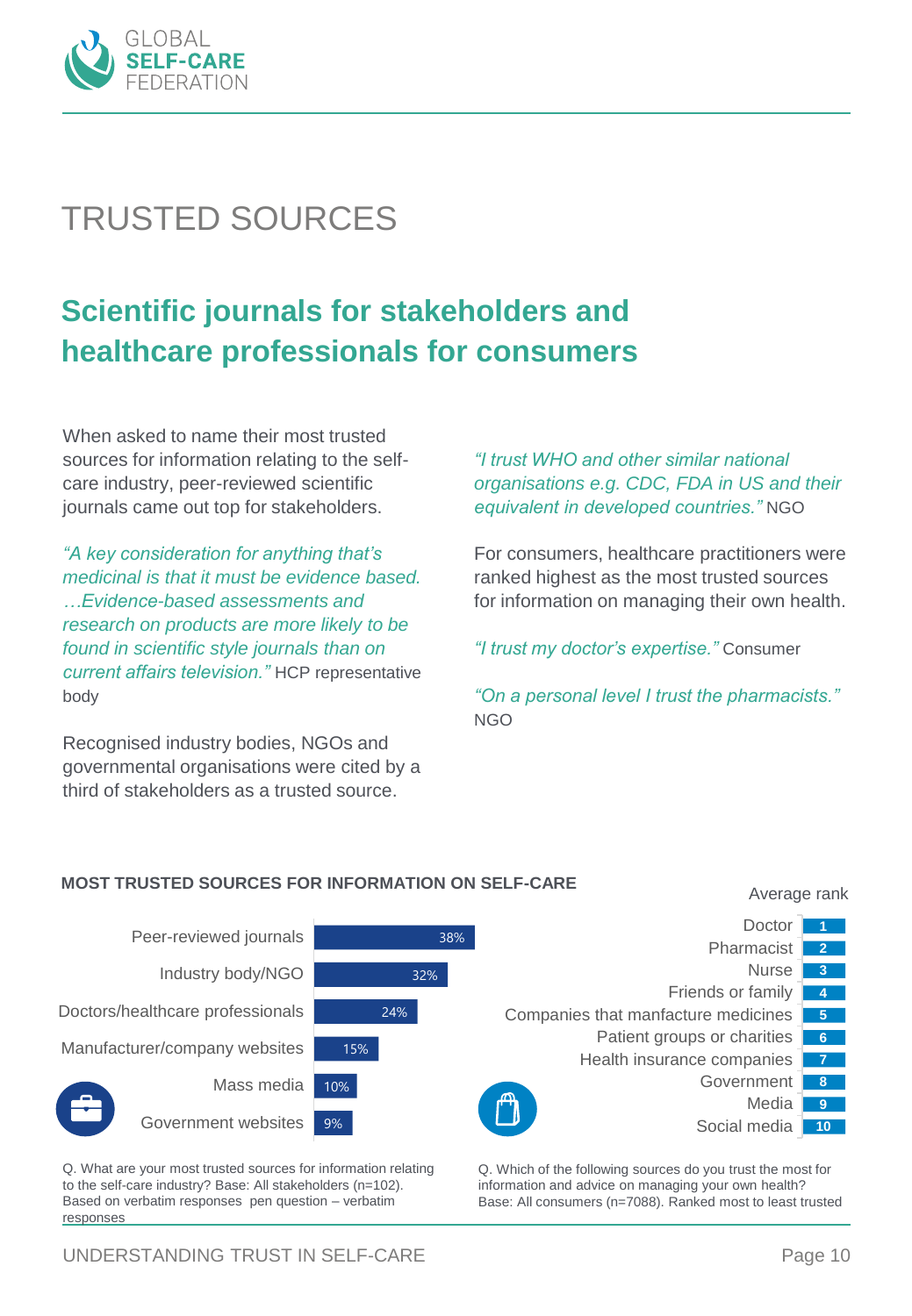# TRUSTED SOURCES

## Scientific journals for stakeholders and healthcare professionals for consumers

When asked to name their most trusted sources for information relating to the self-care industry, peer-reviewed scientific journals came out top for stakeholders.

*"A key consideration for anything that's medicinal is that it must be evidence based. …Evidence-based assessments and research on products are more likely to be found in scientific style journals than on current affairs television."* HCP representative body

Recognised industry bodies, NGOs and governmental organisations were cited by a third of stakeholders as a trusted source.

*"I trust WHO and other similar national organisations e.g. CDC, FDA in US and their equivalent in developed countries."* NGO

For consumers, healthcare practitioners were ranked highest as the most trusted sources for information on managing their own health.

*"I trust my doctor's expertise."* Consumer

*"On a personal level I trust the pharmacists."* NGO

### MOST TRUSTED SOURCES FOR INFORMATION ON SELF-CARE

| Source | % |
|---|---|
| Peer-reviewed journals | 38% |
| Industry body/NGO | 32% |
| Doctors/healthcare professionals | 24% |
| Manufacturer/company websites | 15% |
| Mass media | 10% |
| Government websites | 9% |

Q. What are your most trusted sources for information relating to the self-care industry? Base: All stakeholders (n=102). Based on verbatim responses pen question – verbatim responses

| Source | Average rank |
|---|---|
| Doctor | 1 |
| Pharmacist | 2 |
| Nurse | 3 |
| Friends or family | 4 |
| Companies that manfacture medicines | 5 |
| Patient groups or charities | 6 |
| Health insurance companies | 7 |
| Government | 8 |
| Media | 9 |
| Social media | 10 |

Q. Which of the following sources do you trust the most for information and advice on managing your own health? Base: All consumers (n=7088). Ranked most to least trusted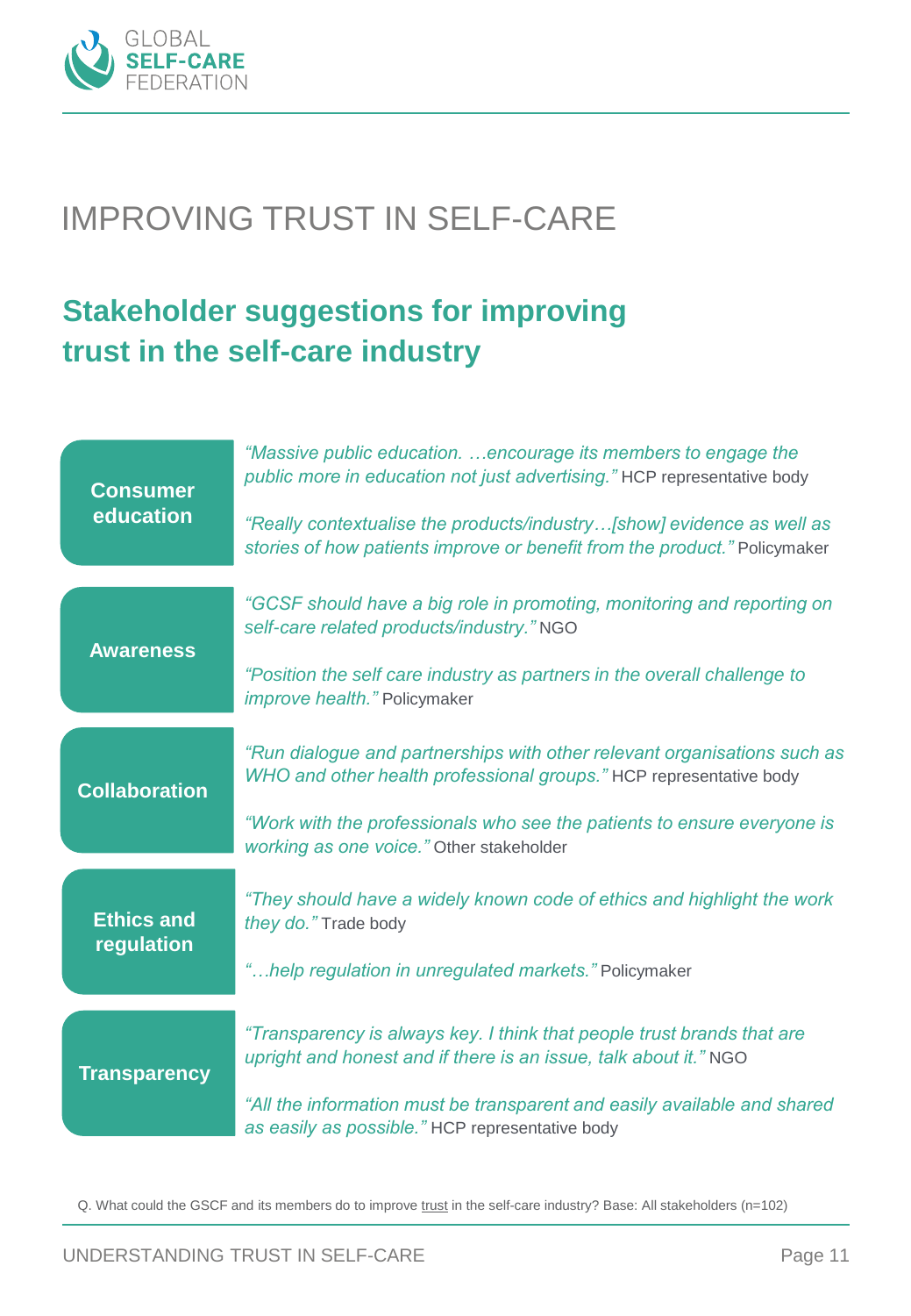# IMPROVING TRUST IN SELF-CARE

## Stakeholder suggestions for improving trust in the self-care industry

| | |
|---|---|
| **Consumer education** | *"Massive public education. …encourage its members to engage the public more in education not just advertising."* HCP representative body<br><br>*"Really contextualise the products/industry…[show] evidence as well as stories of how patients improve or benefit from the product."* Policymaker |
| **Awareness** | *"GCSF should have a big role in promoting, monitoring and reporting on self-care related products/industry."* NGO<br><br>*"Position the self care industry as partners in the overall challenge to improve health."* Policymaker |
| **Collaboration** | *"Run dialogue and partnerships with other relevant organisations such as WHO and other health professional groups."* HCP representative body<br><br>*"Work with the professionals who see the patients to ensure everyone is working as one voice."* Other stakeholder |
| **Ethics and regulation** | *"They should have a widely known code of ethics and highlight the work they do."* Trade body<br><br>*"…help regulation in unregulated markets."* Policymaker |
| **Transparency** | *"Transparency is always key. I think that people trust brands that are upright and honest and if there is an issue, talk about it."* NGO<br><br>*"All the information must be transparent and easily available and shared as easily as possible."* HCP representative body |

Q. What could the GSCF and its members do to improve trust in the self-care industry? Base: All stakeholders (n=102)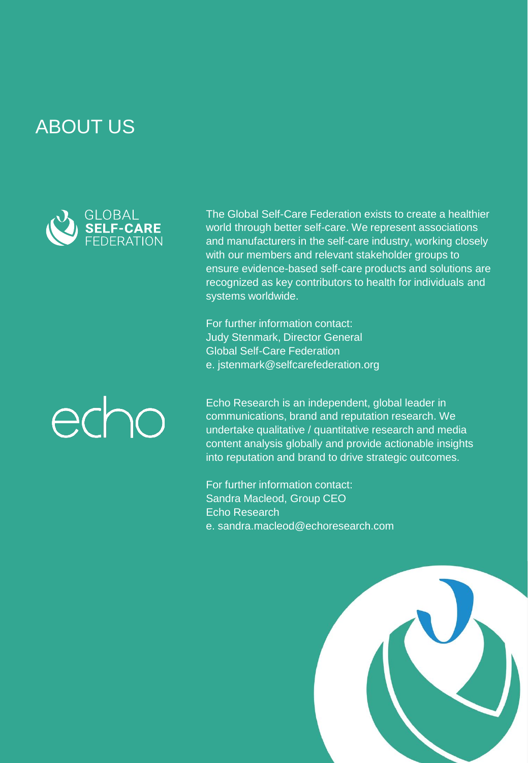# ABOUT US

GLOBAL **SELF-CARE** FEDERATION

The Global Self-Care Federation exists to create a healthier world through better self-care. We represent associations and manufacturers in the self-care industry, working closely with our members and relevant stakeholder groups to ensure evidence-based self-care products and solutions are recognized as key contributors to health for individuals and systems worldwide.

For further information contact:
Judy Stenmark, Director General
Global Self-Care Federation
e. jstenmark@selfcarefederation.org

echo

Echo Research is an independent, global leader in communications, brand and reputation research. We undertake qualitative / quantitative research and media content analysis globally and provide actionable insights into reputation and brand to drive strategic outcomes.

For further information contact:
Sandra Macleod, Group CEO
Echo Research
e. sandra.macleod@echoresearch.com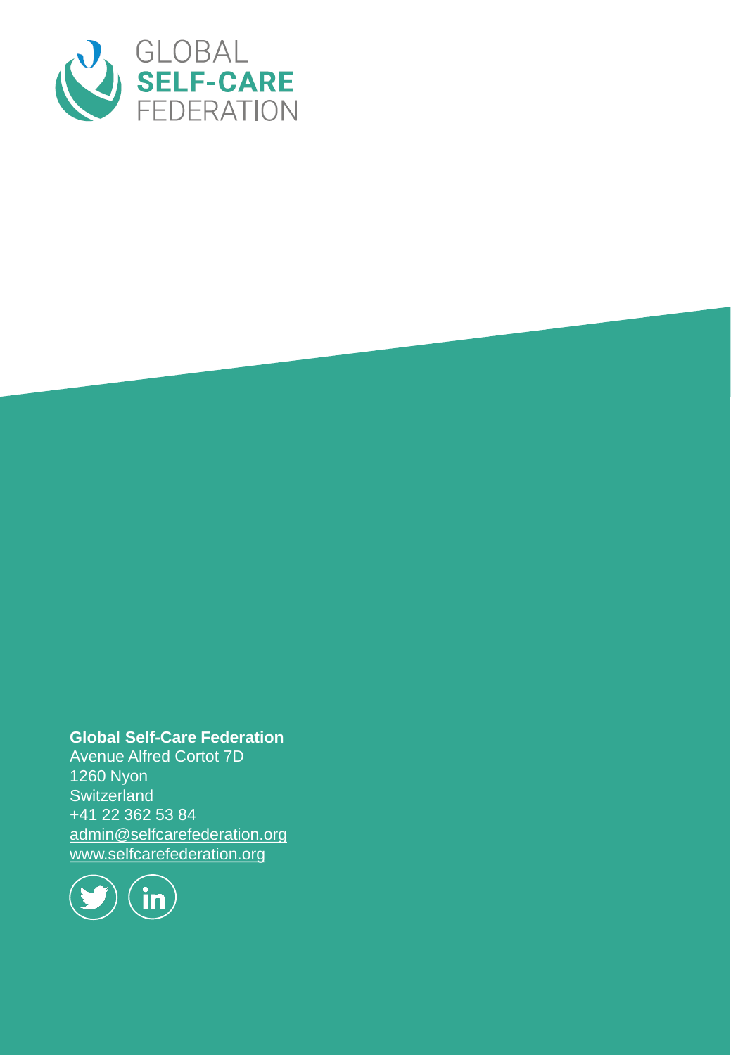GLOBAL
**SELF-CARE**
FEDERATION

**Global Self-Care Federation**
Avenue Alfred Cortot 7D
1260 Nyon
Switzerland
+41 22 362 53 84
admin@selfcarefederation.org
www.selfcarefederation.org